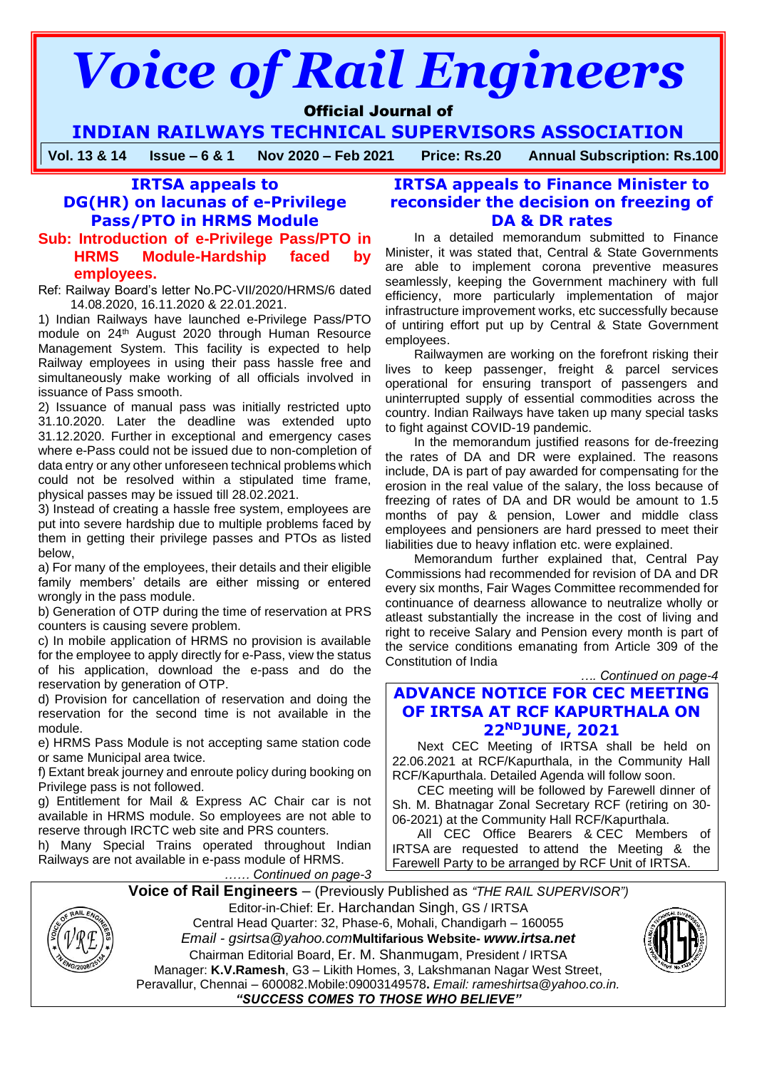# Voice of Rail Engineers

**Official Journal of**

**INDIAN RAILWAYS TECHNICAL SUPERVISORS ASSOCIATION**

**Vol. 13 & 14 | Issue – 6 & 1 | Nov 2020 – Feb 2021 | Price: Rs.20 | Annual Subscription: Rs.100**

## IRTSA appeals to DG(HR) on lacunas of e-Privilege Pass/PTO in HRMS Module

**Sub: Introduction of e-Privilege Pass/PTO in HRMS Module-Hardship faced by employees.**

Ref: Railway Board's letter No.PC-VII/2020/HRMS/6 dated 14.08.2020, 16.11.2020 & 22.01.2021.

1) Indian Railways have launched e-Privilege Pass/PTO module on 24th August 2020 through Human Resource Management System. This facility is expected to help Railway employees in using their pass hassle free and simultaneously make working of all officials involved in issuance of Pass smooth.

2) Issuance of manual pass was initially restricted upto 31.10.2020. Later the deadline was extended upto 31.12.2020. Further in exceptional and emergency cases where e-Pass could not be issued due to non-completion of data entry or any other unforeseen technical problems which could not be resolved within a stipulated time frame, physical passes may be issued till 28.02.2021.

3) Instead of creating a hassle free system, employees are put into severe hardship due to multiple problems faced by them in getting their privilege passes and PTOs as listed below,

a) For many of the employees, their details and their eligible family members' details are either missing or entered wrongly in the pass module.

b) Generation of OTP during the time of reservation at PRS counters is causing severe problem.

c) In mobile application of HRMS no provision is available for the employee to apply directly for e-Pass, view the status of his application, download the e-pass and do the reservation by generation of OTP.

d) Provision for cancellation of reservation and doing the reservation for the second time is not available in the module.

e) HRMS Pass Module is not accepting same station code or same Municipal area twice.

f) Extant break journey and enroute policy during booking on Privilege pass is not followed.

g) Entitlement for Mail & Express AC Chair car is not available in HRMS module. So employees are not able to reserve through IRCTC web site and PRS counters.

h) Many Special Trains operated throughout Indian Railways are not available in e-pass module of HRMS.

*…… Continued on page-3*

## IRTSA appeals to Finance Minister to reconsider the decision on freezing of DA & DR rates

In a detailed memorandum submitted to Finance Minister, it was stated that, Central & State Governments are able to implement corona preventive measures seamlessly, keeping the Government machinery with full efficiency, more particularly implementation of major infrastructure improvement works, etc successfully because of untiring effort put up by Central & State Government employees.

Railwaymen are working on the forefront risking their lives to keep passenger, freight & parcel services operational for ensuring transport of passengers and uninterrupted supply of essential commodities across the country. Indian Railways have taken up many special tasks to fight against COVID-19 pandemic.

In the memorandum justified reasons for de-freezing the rates of DA and DR were explained. The reasons include, DA is part of pay awarded for compensating for the erosion in the real value of the salary, the loss because of freezing of rates of DA and DR would be amount to 1.5 months of pay & pension, Lower and middle class employees and pensioners are hard pressed to meet their liabilities due to heavy inflation etc. were explained.

Memorandum further explained that, Central Pay Commissions had recommended for revision of DA and DR every six months, Fair Wages Committee recommended for continuance of dearness allowance to neutralize wholly or atleast substantially the increase in the cost of living and right to receive Salary and Pension every month is part of the service conditions emanating from Article 309 of the Constitution of India

*…. Continued on page-4*

## ADVANCE NOTICE FOR CEC MEETING OF IRTSA AT RCF KAPURTHALA ON 22ND JUNE, 2021

Next CEC Meeting of IRTSA shall be held on 22.06.2021 at RCF/Kapurthala, in the Community Hall RCF/Kapurthala. Detailed Agenda will follow soon.

CEC meeting will be followed by Farewell dinner of Sh. M. Bhatnagar Zonal Secretary RCF (retiring on 30-06-2021) at the Community Hall RCF/Kapurthala.

All CEC Office Bearers & CEC Members of IRTSA are requested to attend the Meeting & the Farewell Party to be arranged by RCF Unit of IRTSA.

---

**Voice of Rail Engineers** – (Previously Published as *"THE RAIL SUPERVISOR"*)

Editor-in-Chief: Er. Harchandan Singh, GS / IRTSA

Central Head Quarter: 32, Phase-6, Mohali, Chandigarh – 160055

*Email - gsirtsa@yahoo.com* **Multifarious Website- *www.irtsa.net***

Chairman Editorial Board, Er. M. Shanmugam, President / IRTSA

Manager: **K.V.Ramesh**, G3 – Likith Homes, 3, Lakshmanan Nagar West Street, Peravallur, Chennai – 600082.Mobile:09003149578**.** *Email: rameshirtsa@yahoo.co.in.*

***"SUCCESS COMES TO THOSE WHO BELIEVE"***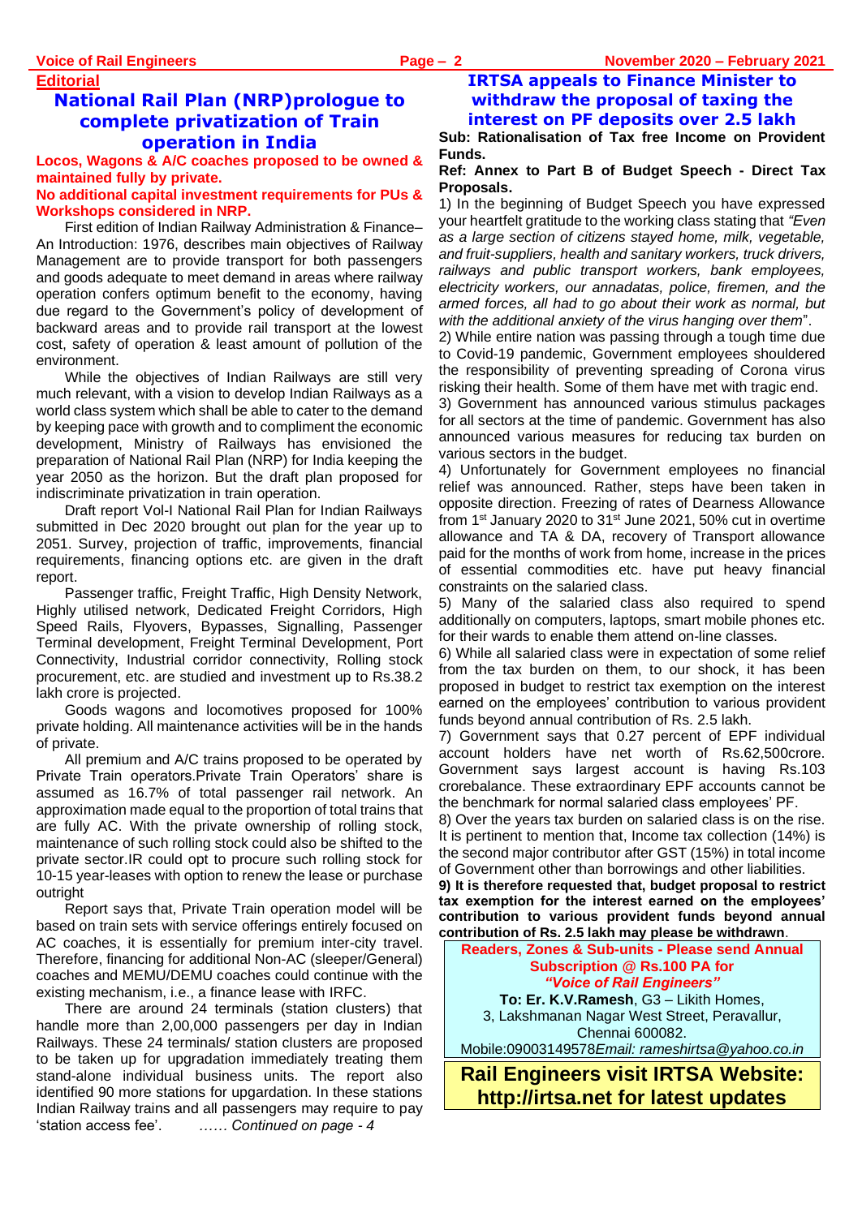**Editorial**

## National Rail Plan (NRP)prologue to complete privatization of Train operation in India

**Locos, Wagons & A/C coaches proposed to be owned & maintained fully by private.**

**No additional capital investment requirements for PUs & Workshops considered in NRP.**

First edition of Indian Railway Administration & Finance– An Introduction: 1976, describes main objectives of Railway Management are to provide transport for both passengers and goods adequate to meet demand in areas where railway operation confers optimum benefit to the economy, having due regard to the Government's policy of development of backward areas and to provide rail transport at the lowest cost, safety of operation & least amount of pollution of the environment.

While the objectives of Indian Railways are still very much relevant, with a vision to develop Indian Railways as a world class system which shall be able to cater to the demand by keeping pace with growth and to compliment the economic development, Ministry of Railways has envisioned the preparation of National Rail Plan (NRP) for India keeping the year 2050 as the horizon. But the draft plan proposed for indiscriminate privatization in train operation.

Draft report Vol-I National Rail Plan for Indian Railways submitted in Dec 2020 brought out plan for the year up to 2051. Survey, projection of traffic, improvements, financial requirements, financing options etc. are given in the draft report.

Passenger traffic, Freight Traffic, High Density Network, Highly utilised network, Dedicated Freight Corridors, High Speed Rails, Flyovers, Bypasses, Signalling, Passenger Terminal development, Freight Terminal Development, Port Connectivity, Industrial corridor connectivity, Rolling stock procurement, etc. are studied and investment up to Rs.38.2 lakh crore is projected.

Goods wagons and locomotives proposed for 100% private holding. All maintenance activities will be in the hands of private.

All premium and A/C trains proposed to be operated by Private Train operators.Private Train Operators' share is assumed as 16.7% of total passenger rail network. An approximation made equal to the proportion of total trains that are fully AC. With the private ownership of rolling stock, maintenance of such rolling stock could also be shifted to the private sector.IR could opt to procure such rolling stock for 10-15 year-leases with option to renew the lease or purchase outright

Report says that, Private Train operation model will be based on train sets with service offerings entirely focused on AC coaches, it is essentially for premium inter-city travel. Therefore, financing for additional Non-AC (sleeper/General) coaches and MEMU/DEMU coaches could continue with the existing mechanism, i.e., a finance lease with IRFC.

There are around 24 terminals (station clusters) that handle more than 2,00,000 passengers per day in Indian Railways. These 24 terminals/ station clusters are proposed to be taken up for upgradation immediately treating them stand-alone individual business units. The report also identified 90 more stations for upgardation. In these stations Indian Railway trains and all passengers may require to pay 'station access fee'. *…… Continued on page - 4*

## IRTSA appeals to Finance Minister to withdraw the proposal of taxing the interest on PF deposits over 2.5 lakh

**Sub: Rationalisation of Tax free Income on Provident Funds.**

**Ref: Annex to Part B of Budget Speech - Direct Tax Proposals.**

1) In the beginning of Budget Speech you have expressed your heartfelt gratitude to the working class stating that *"Even as a large section of citizens stayed home, milk, vegetable, and fruit-suppliers, health and sanitary workers, truck drivers, railways and public transport workers, bank employees, electricity workers, our annadatas, police, firemen, and the armed forces, all had to go about their work as normal, but with the additional anxiety of the virus hanging over them*".

2) While entire nation was passing through a tough time due to Covid-19 pandemic, Government employees shouldered the responsibility of preventing spreading of Corona virus risking their health. Some of them have met with tragic end.

3) Government has announced various stimulus packages for all sectors at the time of pandemic. Government has also announced various measures for reducing tax burden on various sectors in the budget.

4) Unfortunately for Government employees no financial relief was announced. Rather, steps have been taken in opposite direction. Freezing of rates of Dearness Allowance from 1st January 2020 to 31st June 2021, 50% cut in overtime allowance and TA & DA, recovery of Transport allowance paid for the months of work from home, increase in the prices of essential commodities etc. have put heavy financial constraints on the salaried class.

5) Many of the salaried class also required to spend additionally on computers, laptops, smart mobile phones etc. for their wards to enable them attend on-line classes.

6) While all salaried class were in expectation of some relief from the tax burden on them, to our shock, it has been proposed in budget to restrict tax exemption on the interest earned on the employees' contribution to various provident funds beyond annual contribution of Rs. 2.5 lakh.

7) Government says that 0.27 percent of EPF individual account holders have net worth of Rs.62,500crore. Government says largest account is having Rs.103 crorebalance. These extraordinary EPF accounts cannot be the benchmark for normal salaried class employees' PF.

8) Over the years tax burden on salaried class is on the rise. It is pertinent to mention that, Income tax collection (14%) is the second major contributor after GST (15%) in total income of Government other than borrowings and other liabilities.

**9) It is therefore requested that, budget proposal to restrict tax exemption for the interest earned on the employees' contribution to various provident funds beyond annual contribution of Rs. 2.5 lakh may please be withdrawn**.

**Readers, Zones & Sub-units - Please send Annual Subscription @ Rs.100 PA for *"Voice of Rail Engineers"***

**To: Er. K.V.Ramesh**, G3 – Likith Homes,
3, Lakshmanan Nagar West Street, Peravallur,
Chennai 600082.
Mobile:09003149578*Email: rameshirtsa@yahoo.co.in*

**Rail Engineers visit IRTSA Website: http://irtsa.net for latest updates**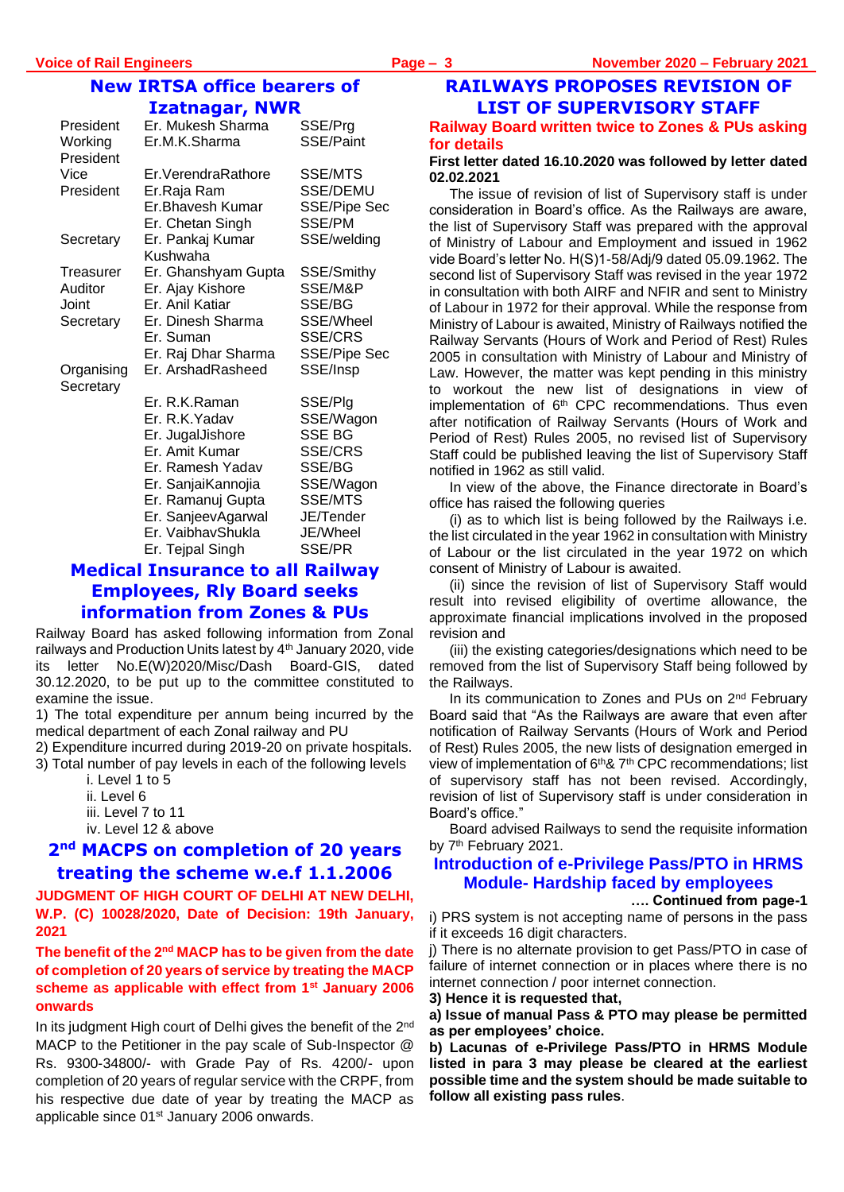## New IRTSA office bearers of Izatnagar, NWR

| | | |
|---|---|---|
| President | Er. Mukesh Sharma | SSE/Prg |
| Working President | Er.M.K.Sharma | SSE/Paint |
| Vice President | Er.VerendraRathore | SSE/MTS |
| | Er.Raja Ram | SSE/DEMU |
| | Er.Bhavesh Kumar | SSE/Pipe Sec |
| | Er. Chetan Singh | SSE/PM |
| Secretary | Er. Pankaj Kumar Kushwaha | SSE/welding |
| Treasurer | Er. Ghanshyam Gupta | SSE/Smithy |
| Auditor | Er. Ajay Kishore | SSE/M&P |
| Joint Secretary | Er. Anil Katiar | SSE/BG |
| | Er. Dinesh Sharma | SSE/Wheel |
| | Er. Suman | SSE/CRS |
| | Er. Raj Dhar Sharma | SSE/Pipe Sec |
| Organising Secretary | Er. ArshadRasheed | SSE/Insp |
| | Er. R.K.Raman | SSE/Plg |
| | Er. R.K.Yadav | SSE/Wagon |
| | Er. JugalJishore | SSE BG |
| | Er. Amit Kumar | SSE/CRS |
| | Er. Ramesh Yadav | SSE/BG |
| | Er. SanjaiKannojia | SSE/Wagon |
| | Er. Ramanuj Gupta | SSE/MTS |
| | Er. SanjeevAgarwal | JE/Tender |
| | Er. VaibhavShukla | JE/Wheel |
| | Er. Tejpal Singh | SSE/PR |

## Medical Insurance to all Railway Employees, Rly Board seeks information from Zones & PUs

Railway Board has asked following information from Zonal railways and Production Units latest by 4th January 2020, vide its letter No.E(W)2020/Misc/Dash Board-GIS, dated 30.12.2020, to be put up to the committee constituted to examine the issue.

1) The total expenditure per annum being incurred by the medical department of each Zonal railway and PU
2) Expenditure incurred during 2019-20 on private hospitals.
3) Total number of pay levels in each of the following levels
   - i. Level 1 to 5
   - ii. Level 6
   - iii. Level 7 to 11
   - iv. Level 12 & above

## 2nd MACPS on completion of 20 years treating the scheme w.e.f 1.1.2006

**JUDGMENT OF HIGH COURT OF DELHI AT NEW DELHI, W.P. (C) 10028/2020, Date of Decision: 19th January, 2021**

**The benefit of the 2nd MACP has to be given from the date of completion of 20 years of service by treating the MACP scheme as applicable with effect from 1st January 2006 onwards**

In its judgment High court of Delhi gives the benefit of the 2nd MACP to the Petitioner in the pay scale of Sub-Inspector @ Rs. 9300-34800/- with Grade Pay of Rs. 4200/- upon completion of 20 years of regular service with the CRPF, from his respective due date of year by treating the MACP as applicable since 01st January 2006 onwards.

## RAILWAYS PROPOSES REVISION OF LIST OF SUPERVISORY STAFF

### Railway Board written twice to Zones & PUs asking for details

**First letter dated 16.10.2020 was followed by letter dated 02.02.2021**

The issue of revision of list of Supervisory staff is under consideration in Board's office. As the Railways are aware, the list of Supervisory Staff was prepared with the approval of Ministry of Labour and Employment and issued in 1962 vide Board's letter No. H(S)1-58/Adj/9 dated 05.09.1962. The second list of Supervisory Staff was revised in the year 1972 in consultation with both AIRF and NFIR and sent to Ministry of Labour in 1972 for their approval. While the response from Ministry of Labour is awaited, Ministry of Railways notified the Railway Servants (Hours of Work and Period of Rest) Rules 2005 in consultation with Ministry of Labour and Ministry of Law. However, the matter was kept pending in this ministry to workout the new list of designations in view of implementation of 6th CPC recommendations. Thus even after notification of Railway Servants (Hours of Work and Period of Rest) Rules 2005, no revised list of Supervisory Staff could be published leaving the list of Supervisory Staff notified in 1962 as still valid.

In view of the above, the Finance directorate in Board's office has raised the following queries

(i) as to which list is being followed by the Railways i.e. the list circulated in the year 1962 in consultation with Ministry of Labour or the list circulated in the year 1972 on which consent of Ministry of Labour is awaited.

(ii) since the revision of list of Supervisory Staff would result into revised eligibility of overtime allowance, the approximate financial implications involved in the proposed revision and

(iii) the existing categories/designations which need to be removed from the list of Supervisory Staff being followed by the Railways.

In its communication to Zones and PUs on 2nd February Board said that "As the Railways are aware that even after notification of Railway Servants (Hours of Work and Period of Rest) Rules 2005, the new lists of designation emerged in view of implementation of 6th& 7th CPC recommendations; list of supervisory staff has not been revised. Accordingly, revision of list of Supervisory staff is under consideration in Board's office."

Board advised Railways to send the requisite information by 7th February 2021.

## Introduction of e-Privilege Pass/PTO in HRMS Module- Hardship faced by employees

**…. Continued from page-1**

i) PRS system is not accepting name of persons in the pass if it exceeds 16 digit characters.

j) There is no alternate provision to get Pass/PTO in case of failure of internet connection or in places where there is no internet connection / poor internet connection.

**3) Hence it is requested that,**

**a) Issue of manual Pass & PTO may please be permitted as per employees' choice.**

**b) Lacunas of e-Privilege Pass/PTO in HRMS Module listed in para 3 may please be cleared at the earliest possible time and the system should be made suitable to follow all existing pass rules**.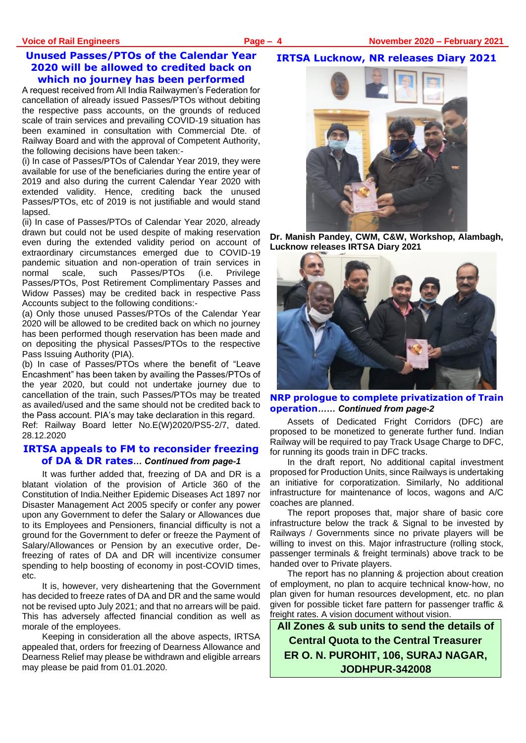## Unused Passes/PTOs of the Calendar Year 2020 will be allowed to credited back on which no journey has been performed

A request received from All India Railwaymen's Federation for cancellation of already issued Passes/PTOs without debiting the respective pass accounts, on the grounds of reduced scale of train services and prevailing COVID-19 situation has been examined in consultation with Commercial Dte. of Railway Board and with the approval of Competent Authority, the following decisions have been taken:-

(i) In case of Passes/PTOs of Calendar Year 2019, they were available for use of the beneficiaries during the entire year of 2019 and also during the current Calendar Year 2020 with extended validity. Hence, crediting back the unused Passes/PTOs, etc of 2019 is not justifiable and would stand lapsed.

(ii) In case of Passes/PTOs of Calendar Year 2020, already drawn but could not be used despite of making reservation even during the extended validity period on account of extraordinary circumstances emerged due to COVID-19 pandemic situation and non-operation of train services in normal scale, such Passes/PTOs (i.e. Privilege Passes/PTOs, Post Retirement Complimentary Passes and Widow Passes) may be credited back in respective Pass Accounts subject to the following conditions:-

(a) Only those unused Passes/PTOs of the Calendar Year 2020 will be allowed to be credited back on which no journey has been performed though reservation has been made and on depositing the physical Passes/PTOs to the respective Pass Issuing Authority (PIA).

(b) In case of Passes/PTOs where the benefit of "Leave Encashment" has been taken by availing the Passes/PTOs of the year 2020, but could not undertake journey due to cancellation of the train, such Passes/PTOs may be treated as availed/used and the same should not be credited back to the Pass account. PIA's may take declaration in this regard.

Ref: Railway Board letter No.E(W)2020/PS5-2/7, dated. 28.12.2020

## IRTSA appeals to FM to reconsider freezing of DA & DR rates*… Continued from page-1*

It was further added that, freezing of DA and DR is a blatant violation of the provision of Article 360 of the Constitution of India.Neither Epidemic Diseases Act 1897 nor Disaster Management Act 2005 specify or confer any power upon any Government to defer the Salary or Allowances due to its Employees and Pensioners, financial difficulty is not a ground for the Government to defer or freeze the Payment of Salary/Allowances or Pension by an executive order, De-freezing of rates of DA and DR will incentivize consumer spending to help boosting of economy in post-COVID times, etc.

It is, however, very disheartening that the Government has decided to freeze rates of DA and DR and the same would not be revised upto July 2021; and that no arrears will be paid. This has adversely affected financial condition as well as morale of the employees.

Keeping in consideration all the above aspects, IRTSA appealed that, orders for freezing of Dearness Allowance and Dearness Relief may please be withdrawn and eligible arrears may please be paid from 01.01.2020.

## IRTSA Lucknow, NR releases Diary 2021

**Dr. Manish Pandey, CWM, C&W, Workshop, Alambagh, Lucknow releases IRTSA Diary 2021**

## NRP prologue to complete privatization of Train operation*…… Continued from page-2*

Assets of Dedicated Fright Corridors (DFC) are proposed to be monetized to generate further fund. Indian Railway will be required to pay Track Usage Charge to DFC, for running its goods train in DFC tracks.

In the draft report, No additional capital investment proposed for Production Units, since Railways is undertaking an initiative for corporatization. Similarly, No additional infrastructure for maintenance of locos, wagons and A/C coaches are planned.

The report proposes that, major share of basic core infrastructure below the track & Signal to be invested by Railways / Governments since no private players will be willing to invest on this. Major infrastructure (rolling stock, passenger terminals & freight terminals) above track to be handed over to Private players.

The report has no planning & projection about creation of employment, no plan to acquire technical know-how, no plan given for human resources development, etc. no plan given for possible ticket fare pattern for passenger traffic & freight rates. A vision document without vision.

**All Zones & sub units to send the details of Central Quota to the Central Treasurer ER O. N. PUROHIT, 106, SURAJ NAGAR, JODHPUR-342008**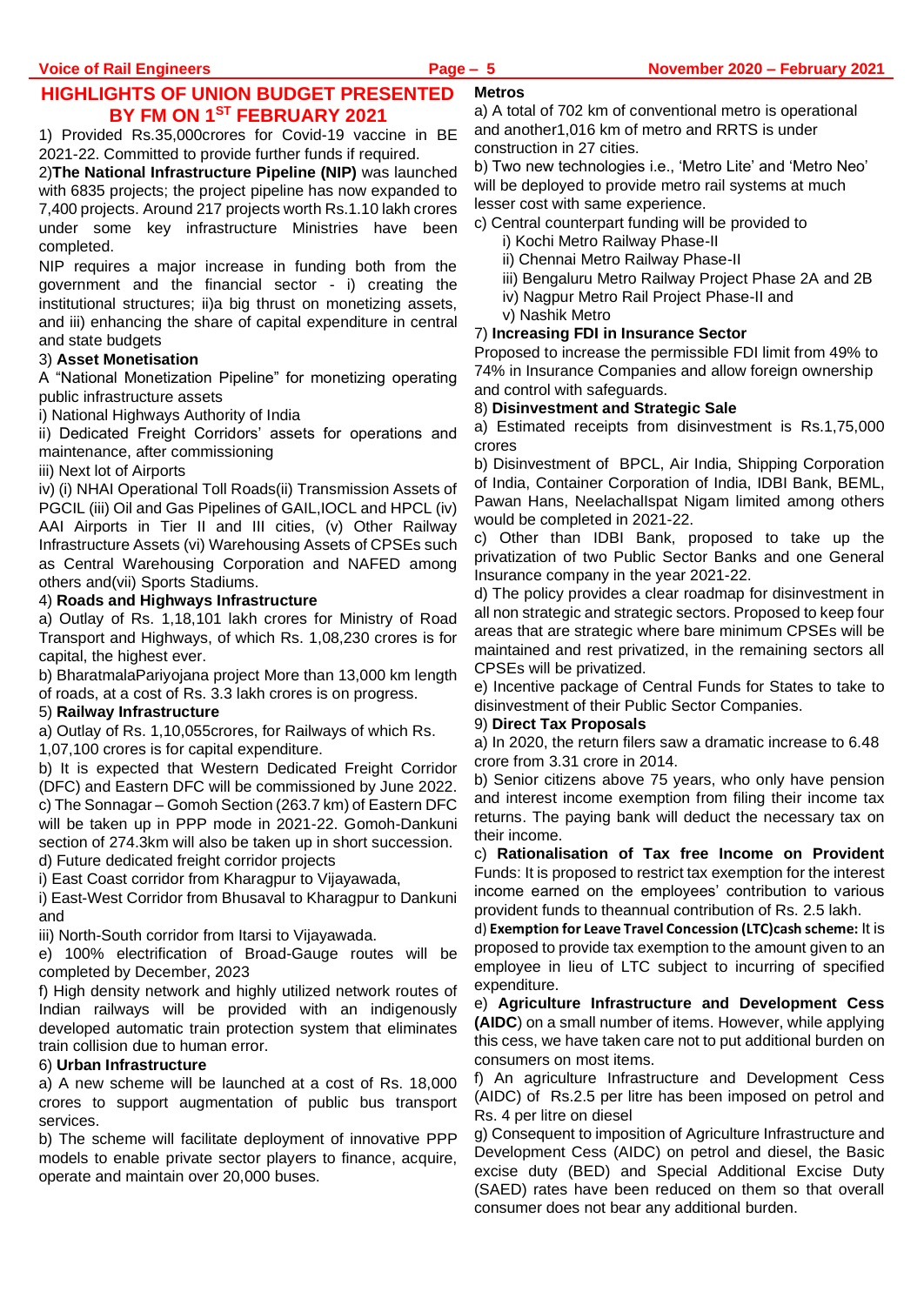## HIGHLIGHTS OF UNION BUDGET PRESENTED BY FM ON 1ST FEBRUARY 2021

1) Provided Rs.35,000crores for Covid-19 vaccine in BE 2021-22. Committed to provide further funds if required.

2)**The National Infrastructure Pipeline (NIP)** was launched with 6835 projects; the project pipeline has now expanded to 7,400 projects. Around 217 projects worth Rs.1.10 lakh crores under some key infrastructure Ministries have been completed.

NIP requires a major increase in funding both from the government and the financial sector - i) creating the institutional structures; ii)a big thrust on monetizing assets, and iii) enhancing the share of capital expenditure in central and state budgets

3) **Asset Monetisation**

A "National Monetization Pipeline" for monetizing operating public infrastructure assets

i) National Highways Authority of India

ii) Dedicated Freight Corridors' assets for operations and maintenance, after commissioning

iii) Next lot of Airports

iv) (i) NHAI Operational Toll Roads(ii) Transmission Assets of PGCIL (iii) Oil and Gas Pipelines of GAIL,IOCL and HPCL (iv) AAI Airports in Tier II and III cities, (v) Other Railway Infrastructure Assets (vi) Warehousing Assets of CPSEs such as Central Warehousing Corporation and NAFED among others and(vii) Sports Stadiums.

4) **Roads and Highways Infrastructure**

a) Outlay of Rs. 1,18,101 lakh crores for Ministry of Road Transport and Highways, of which Rs. 1,08,230 crores is for capital, the highest ever.

b) BharatmalaPariyojana project More than 13,000 km length of roads, at a cost of Rs. 3.3 lakh crores is on progress.

5) **Railway Infrastructure**

a) Outlay of Rs. 1,10,055crores, for Railways of which Rs. 1,07,100 crores is for capital expenditure.

b) It is expected that Western Dedicated Freight Corridor (DFC) and Eastern DFC will be commissioned by June 2022.

c) The Sonnagar – Gomoh Section (263.7 km) of Eastern DFC will be taken up in PPP mode in 2021-22. Gomoh-Dankuni section of 274.3km will also be taken up in short succession.

d) Future dedicated freight corridor projects

i) East Coast corridor from Kharagpur to Vijayawada,

i) East-West Corridor from Bhusaval to Kharagpur to Dankuni and

iii) North-South corridor from Itarsi to Vijayawada.

e) 100% electrification of Broad-Gauge routes will be completed by December, 2023

f) High density network and highly utilized network routes of Indian railways will be provided with an indigenously developed automatic train protection system that eliminates train collision due to human error.

6) **Urban Infrastructure**

a) A new scheme will be launched at a cost of Rs. 18,000 crores to support augmentation of public bus transport services.

b) The scheme will facilitate deployment of innovative PPP models to enable private sector players to finance, acquire, operate and maintain over 20,000 buses.

**Metros**

a) A total of 702 km of conventional metro is operational and another1,016 km of metro and RRTS is under construction in 27 cities.

b) Two new technologies i.e., 'Metro Lite' and 'Metro Neo' will be deployed to provide metro rail systems at much lesser cost with same experience.

c) Central counterpart funding will be provided to

i) Kochi Metro Railway Phase-II

ii) Chennai Metro Railway Phase-II

iii) Bengaluru Metro Railway Project Phase 2A and 2B

iv) Nagpur Metro Rail Project Phase-II and

v) Nashik Metro

7) **Increasing FDI in Insurance Sector**

Proposed to increase the permissible FDI limit from 49% to 74% in Insurance Companies and allow foreign ownership and control with safeguards.

8) **Disinvestment and Strategic Sale**

a) Estimated receipts from disinvestment is Rs.1,75,000 crores

b) Disinvestment of BPCL, Air India, Shipping Corporation of India, Container Corporation of India, IDBI Bank, BEML, Pawan Hans, NeelachalIspat Nigam limited among others would be completed in 2021-22.

c) Other than IDBI Bank, proposed to take up the privatization of two Public Sector Banks and one General Insurance company in the year 2021-22.

d) The policy provides a clear roadmap for disinvestment in all non strategic and strategic sectors. Proposed to keep four areas that are strategic where bare minimum CPSEs will be maintained and rest privatized, in the remaining sectors all CPSEs will be privatized.

e) Incentive package of Central Funds for States to take to disinvestment of their Public Sector Companies.

9) **Direct Tax Proposals**

a) In 2020, the return filers saw a dramatic increase to 6.48 crore from 3.31 crore in 2014.

b) Senior citizens above 75 years, who only have pension and interest income exemption from filing their income tax returns. The paying bank will deduct the necessary tax on their income.

c) **Rationalisation of Tax free Income on Provident** Funds: It is proposed to restrict tax exemption for the interest income earned on the employees' contribution to various provident funds to theannual contribution of Rs. 2.5 lakh.

d) **Exemption for Leave Travel Concession (LTC)cash scheme:** It is proposed to provide tax exemption to the amount given to an employee in lieu of LTC subject to incurring of specified expenditure.

e) **Agriculture Infrastructure and Development Cess (AIDC**) on a small number of items. However, while applying this cess, we have taken care not to put additional burden on consumers on most items.

f) An agriculture Infrastructure and Development Cess (AIDC) of Rs.2.5 per litre has been imposed on petrol and Rs. 4 per litre on diesel

g) Consequent to imposition of Agriculture Infrastructure and Development Cess (AIDC) on petrol and diesel, the Basic excise duty (BED) and Special Additional Excise Duty (SAED) rates have been reduced on them so that overall consumer does not bear any additional burden.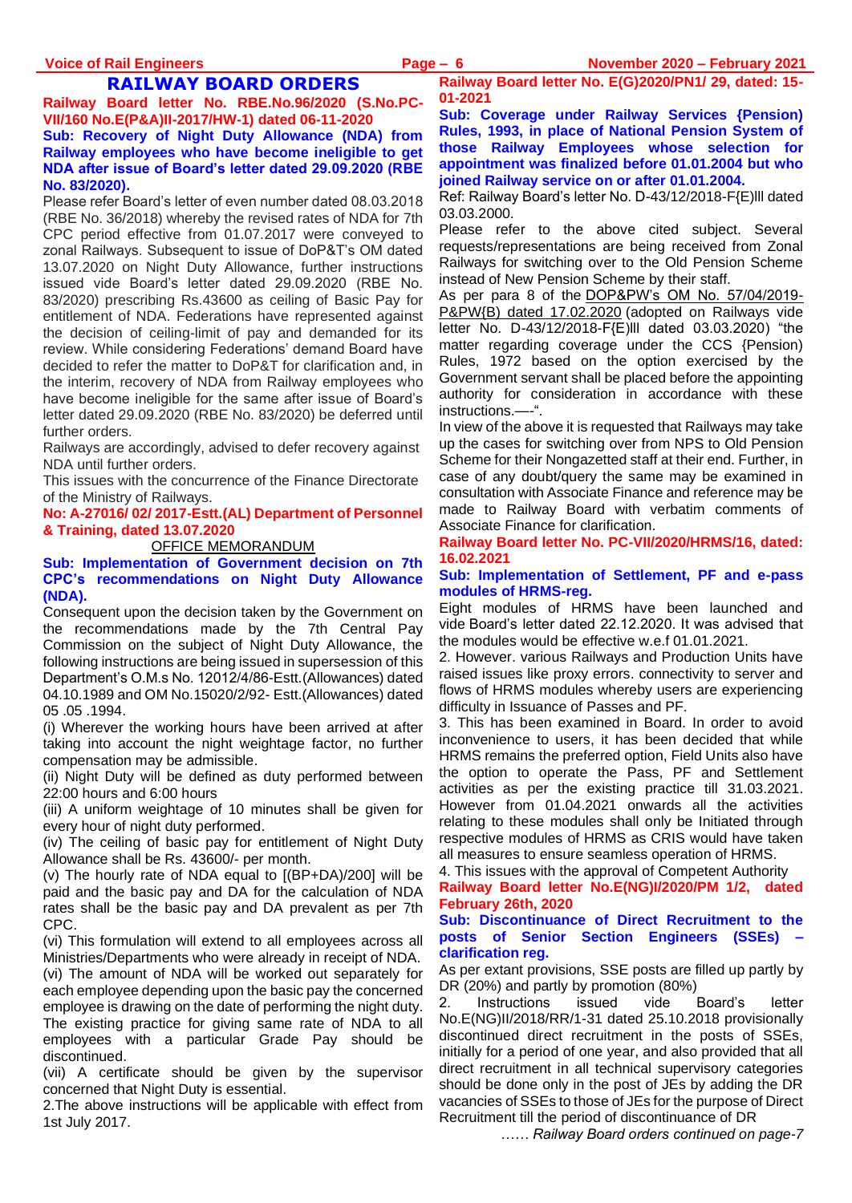## RAILWAY BOARD ORDERS

**Railway Board letter No. RBE.No.96/2020 (S.No.PC-VII/160 No.E(P&A)II-2017/HW-1) dated 06-11-2020**

**Sub: Recovery of Night Duty Allowance (NDA) from Railway employees who have become ineligible to get NDA after issue of Board's letter dated 29.09.2020 (RBE No. 83/2020).**

Please refer Board's letter of even number dated 08.03.2018 (RBE No. 36/2018) whereby the revised rates of NDA for 7th CPC period effective from 01.07.2017 were conveyed to zonal Railways. Subsequent to issue of DoP&T's OM dated 13.07.2020 on Night Duty Allowance, further instructions issued vide Board's letter dated 29.09.2020 (RBE No. 83/2020) prescribing Rs.43600 as ceiling of Basic Pay for entitlement of NDA. Federations have represented against the decision of ceiling-limit of pay and demanded for its review. While considering Federations' demand Board have decided to refer the matter to DoP&T for clarification and, in the interim, recovery of NDA from Railway employees who have become ineligible for the same after issue of Board's letter dated 29.09.2020 (RBE No. 83/2020) be deferred until further orders.

Railways are accordingly, advised to defer recovery against NDA until further orders.

This issues with the concurrence of the Finance Directorate of the Ministry of Railways.

**No: A-27016/ 02/ 2017-Estt.(AL) Department of Personnel & Training, dated 13.07.2020**

OFFICE MEMORANDUM

**Sub: Implementation of Government decision on 7th CPC's recommendations on Night Duty Allowance (NDA).**

Consequent upon the decision taken by the Government on the recommendations made by the 7th Central Pay Commission on the subject of Night Duty Allowance, the following instructions are being issued in supersession of this Department's O.M.s No. 12012/4/86-Estt.(Allowances) dated 04.10.1989 and OM No.15020/2/92- Estt.(Allowances) dated 05 .05 .1994.

(i) Wherever the working hours have been arrived at after taking into account the night weightage factor, no further compensation may be admissible.

(ii) Night Duty will be defined as duty performed between 22:00 hours and 6:00 hours

(iii) A uniform weightage of 10 minutes shall be given for every hour of night duty performed.

(iv) The ceiling of basic pay for entitlement of Night Duty Allowance shall be Rs. 43600/- per month.

(v) The hourly rate of NDA equal to [(BP+DA)/200] will be paid and the basic pay and DA for the calculation of NDA rates shall be the basic pay and DA prevalent as per 7th CPC.

(vi) This formulation will extend to all employees across all Ministries/Departments who were already in receipt of NDA.

(vi) The amount of NDA will be worked out separately for each employee depending upon the basic pay the concerned employee is drawing on the date of performing the night duty. The existing practice for giving same rate of NDA to all employees with a particular Grade Pay should be discontinued.

(vii) A certificate should be given by the supervisor concerned that Night Duty is essential.

2.The above instructions will be applicable with effect from 1st July 2017.

**Railway Board letter No. E(G)2020/PN1/ 29, dated: 15-01-2021**

**Sub: Coverage under Railway Services {Pension) Rules, 1993, in place of National Pension System of those Railway Employees whose selection for appointment was finalized before 01.01.2004 but who joined Railway service on or after 01.01.2004.**

Ref: Railway Board's letter No. D-43/12/2018-F{E)lll dated 03.03.2000.

Please refer to the above cited subject. Several requests/representations are being received from Zonal Railways for switching over to the Old Pension Scheme instead of New Pension Scheme by their staff.

As per para 8 of the DOP&PW's OM No. 57/04/2019-P&PW{B) dated 17.02.2020 (adopted on Railways vide letter No. D-43/12/2018-F{E)lll dated 03.03.2020) "the matter regarding coverage under the CCS {Pension) Rules, 1972 based on the option exercised by the Government servant shall be placed before the appointing authority for consideration in accordance with these instructions.—-".

In view of the above it is requested that Railways may take up the cases for switching over from NPS to Old Pension Scheme for their Nongazetted staff at their end. Further, in case of any doubt/query the same may be examined in consultation with Associate Finance and reference may be made to Railway Board with verbatim comments of Associate Finance for clarification.

**Railway Board letter No. PC-VII/2020/HRMS/16, dated: 16.02.2021**

**Sub: Implementation of Settlement, PF and e-pass modules of HRMS-reg.**

Eight modules of HRMS have been launched and vide Board's letter dated 22.12.2020. It was advised that the modules would be effective w.e.f 01.01.2021.

2. However. various Railways and Production Units have raised issues like proxy errors. connectivity to server and flows of HRMS modules whereby users are experiencing difficulty in Issuance of Passes and PF.

3. This has been examined in Board. In order to avoid inconvenience to users, it has been decided that while HRMS remains the preferred option, Field Units also have the option to operate the Pass, PF and Settlement activities as per the existing practice till 31.03.2021. However from 01.04.2021 onwards all the activities relating to these modules shall only be Initiated through respective modules of HRMS as CRIS would have taken all measures to ensure seamless operation of HRMS.

4. This issues with the approval of Competent Authority

**Railway Board letter No.E(NG)I/2020/PM 1/2, dated February 26th, 2020**

**Sub: Discontinuance of Direct Recruitment to the posts of Senior Section Engineers (SSEs) – clarification reg.**

As per extant provisions, SSE posts are filled up partly by DR (20%) and partly by promotion (80%)

2. Instructions issued vide Board's letter No.E(NG)II/2018/RR/1-31 dated 25.10.2018 provisionally discontinued direct recruitment in the posts of SSEs, initially for a period of one year, and also provided that all direct recruitment in all technical supervisory categories should be done only in the post of JEs by adding the DR vacancies of SSEs to those of JEs for the purpose of Direct Recruitment till the period of discontinuance of DR

*…… Railway Board orders continued on page-7*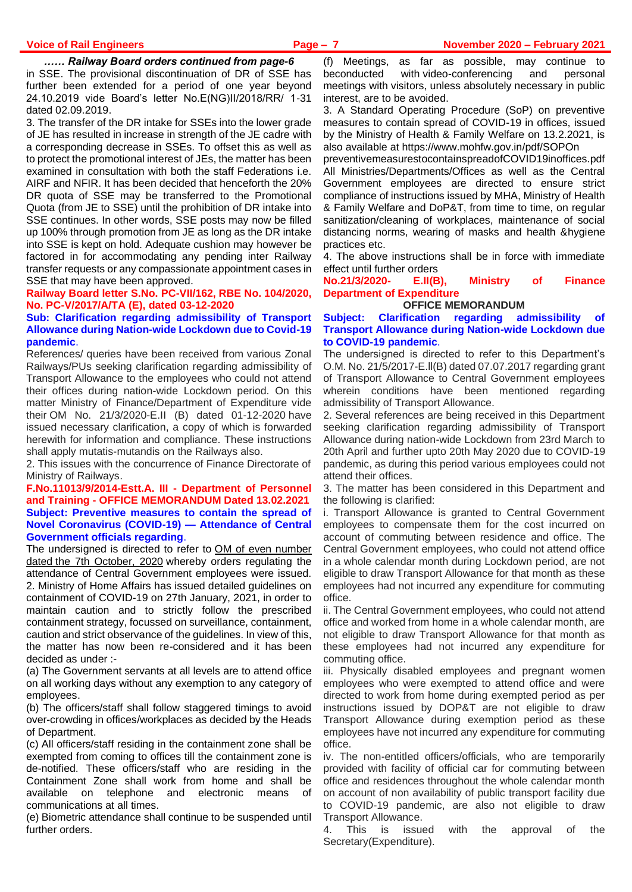***…… Railway Board orders continued from page-6***

in SSE. The provisional discontinuation of DR of SSE has further been extended for a period of one year beyond 24.10.2019 vide Board's letter No.E(NG)II/2018/RR/ 1-31 dated 02.09.2019.

3. The transfer of the DR intake for SSEs into the lower grade of JE has resulted in increase in strength of the JE cadre with a corresponding decrease in SSEs. To offset this as well as to protect the promotional interest of JEs, the matter has been examined in consultation with both the staff Federations i.e. AIRF and NFIR. It has been decided that henceforth the 20% DR quota of SSE may be transferred to the Promotional Quota (from JE to SSE) until the prohibition of DR intake into SSE continues. In other words, SSE posts may now be filled up 100% through promotion from JE as long as the DR intake into SSE is kept on hold. Adequate cushion may however be factored in for accommodating any pending inter Railway transfer requests or any compassionate appointment cases in SSE that may have been approved.

**Railway Board letter S.No. PC-VII/162, RBE No. 104/2020, No. PC-V/2017/A/TA (E), dated 03-12-2020**

**Sub: Clarification regarding admissibility of Transport Allowance during Nation-wide Lockdown due to Covid-19 pandemic**.

References/ queries have been received from various Zonal Railways/PUs seeking clarification regarding admissibility of Transport Allowance to the employees who could not attend their offices during nation-wide Lockdown period. On this matter Ministry of Finance/Department of Expenditure vide their OM No. 21/3/2020-E.II (B) dated 01-12-2020 have issued necessary clarification, a copy of which is forwarded herewith for information and compliance. These instructions shall apply mutatis-mutandis on the Railways also.

2. This issues with the concurrence of Finance Directorate of Ministry of Railways.

**F.No.11013/9/2014-Estt.A. III - Department of Personnel and Training - OFFICE MEMORANDUM Dated 13.02.2021**

**Subject: Preventive measures to contain the spread of Novel Coronavirus (COVID-19) — Attendance of Central Government officials regarding**.

The undersigned is directed to refer to OM of even number dated the 7th October, 2020 whereby orders regulating the attendance of Central Government employees were issued.

2. Ministry of Home Affairs has issued detailed guidelines on containment of COVID-19 on 27th January, 2021, in order to maintain caution and to strictly follow the prescribed containment strategy, focussed on surveillance, containment, caution and strict observance of the guidelines. In view of this, the matter has now been re-considered and it has been decided as under :-

(a) The Government servants at all levels are to attend office on all working days without any exemption to any category of employees.

(b) The officers/staff shall follow staggered timings to avoid over-crowding in offices/workplaces as decided by the Heads of Department.

(c) All officers/staff residing in the containment zone shall be exempted from coming to offices till the containment zone is de-notified. These officers/staff who are residing in the Containment Zone shall work from home and shall be available on telephone and electronic means of communications at all times.

(e) Biometric attendance shall continue to be suspended until further orders.

(f) Meetings, as far as possible, may continue to beconducted with video-conferencing and personal meetings with visitors, unless absolutely necessary in public interest, are to be avoided.

3. A Standard Operating Procedure (SoP) on preventive measures to contain spread of COVID-19 in offices, issued by the Ministry of Health & Family Welfare on 13.2.2021, is also available at https://www.mohfw.gov.in/pdf/SOPOn preventivemeasurestocontainspreadofCOVID19inoffices.pdf All Ministries/Departments/Offices as well as the Central Government employees are directed to ensure strict compliance of instructions issued by MHA, Ministry of Health & Family Welfare and DoP&T, from time to time, on regular sanitization/cleaning of workplaces, maintenance of social distancing norms, wearing of masks and health &hygiene practices etc.

4. The above instructions shall be in force with immediate effect until further orders

**No.21/3/2020- E.II(B), Ministry of Finance Department of Expenditure**

**OFFICE MEMORANDUM**

**Subject: Clarification regarding admissibility of Transport Allowance during Nation-wide Lockdown due to COVID-19 pandemic**.

The undersigned is directed to refer to this Department's O.M. No. 21/5/2017-E.ll(B) dated 07.07.2017 regarding grant of Transport Allowance to Central Government employees wherein conditions have been mentioned regarding admissibility of Transport Allowance.

2. Several references are being received in this Department seeking clarification regarding admissibility of Transport Allowance during nation-wide Lockdown from 23rd March to 20th April and further upto 20th May 2020 due to COVID-19 pandemic, as during this period various employees could not attend their offices.

3. The matter has been considered in this Department and the following is clarified:

i. Transport Allowance is granted to Central Government employees to compensate them for the cost incurred on account of commuting between residence and office. The Central Government employees, who could not attend office in a whole calendar month during Lockdown period, are not eligible to draw Transport Allowance for that month as these employees had not incurred any expenditure for commuting office.

ii. The Central Government employees, who could not attend office and worked from home in a whole calendar month, are not eligible to draw Transport Allowance for that month as these employees had not incurred any expenditure for commuting office.

iii. Physically disabled employees and pregnant women employees who were exempted to attend office and were directed to work from home during exempted period as per instructions issued by DOP&T are not eligible to draw Transport Allowance during exemption period as these employees have not incurred any expenditure for commuting office.

iv. The non-entitled officers/officials, who are temporarily provided with facility of official car for commuting between office and residences throughout the whole calendar month on account of non availability of public transport facility due to COVID-19 pandemic, are also not eligible to draw Transport Allowance.

4. This is issued with the approval of the Secretary(Expenditure).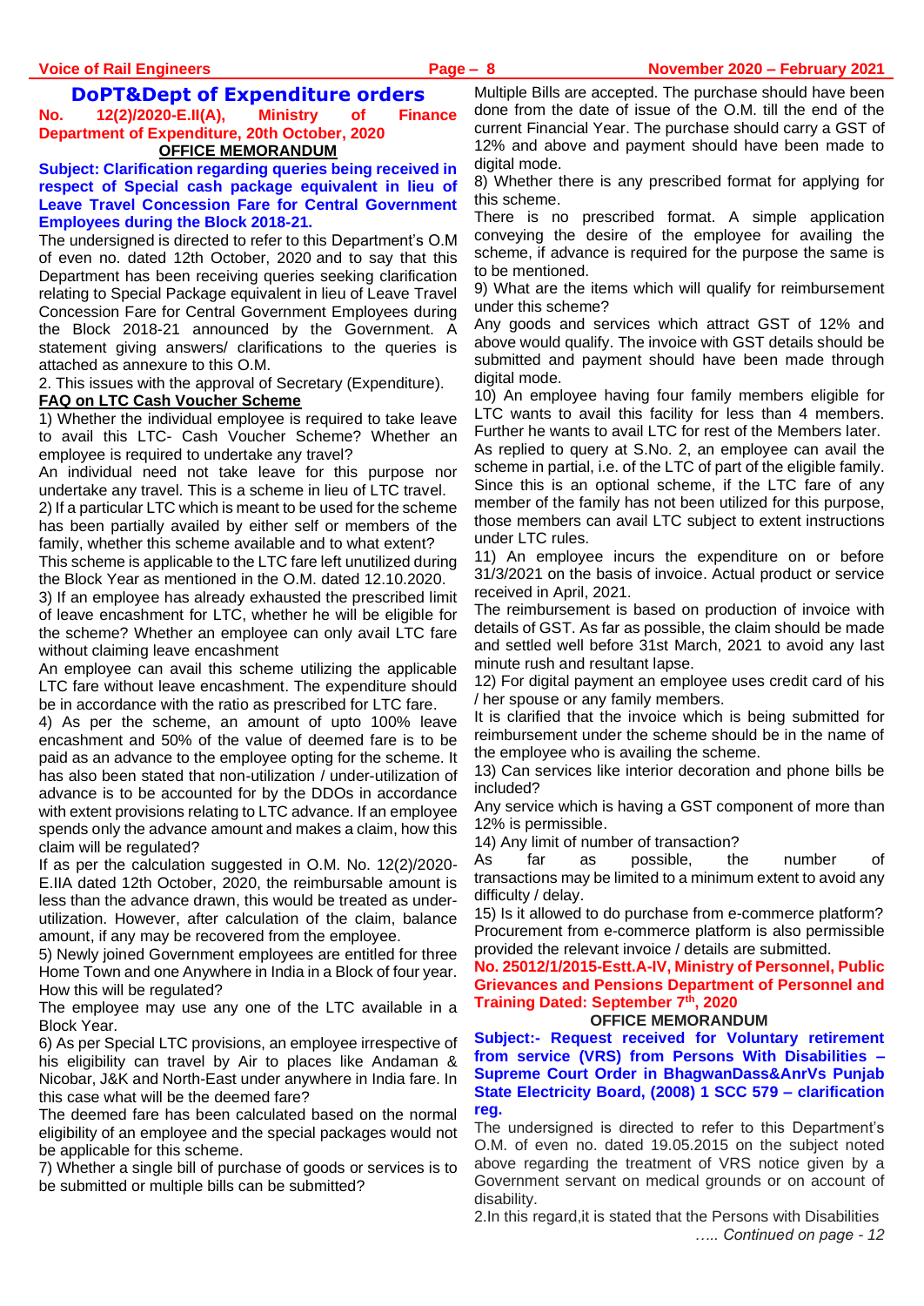## DoPT&Dept of Expenditure orders

**No. 12(2)/2020-E.II(A), Ministry of Finance Department of Expenditure, 20th October, 2020**

**OFFICE MEMORANDUM**

**Subject: Clarification regarding queries being received in respect of Special cash package equivalent in lieu of Leave Travel Concession Fare for Central Government Employees during the Block 2018-21.**

The undersigned is directed to refer to this Department's O.M of even no. dated 12th October, 2020 and to say that this Department has been receiving queries seeking clarification relating to Special Package equivalent in lieu of Leave Travel Concession Fare for Central Government Employees during the Block 2018-21 announced by the Government. A statement giving answers/ clarifications to the queries is attached as annexure to this O.M.

2. This issues with the approval of Secretary (Expenditure).

**FAQ on LTC Cash Voucher Scheme**

1) Whether the individual employee is required to take leave to avail this LTC- Cash Voucher Scheme? Whether an employee is required to undertake any travel?

An individual need not take leave for this purpose nor undertake any travel. This is a scheme in lieu of LTC travel.

2) If a particular LTC which is meant to be used for the scheme has been partially availed by either self or members of the family, whether this scheme available and to what extent?

This scheme is applicable to the LTC fare left unutilized during the Block Year as mentioned in the O.M. dated 12.10.2020.

3) If an employee has already exhausted the prescribed limit of leave encashment for LTC, whether he will be eligible for the scheme? Whether an employee can only avail LTC fare without claiming leave encashment

An employee can avail this scheme utilizing the applicable LTC fare without leave encashment. The expenditure should be in accordance with the ratio as prescribed for LTC fare.

4) As per the scheme, an amount of upto 100% leave encashment and 50% of the value of deemed fare is to be paid as an advance to the employee opting for the scheme. It has also been stated that non-utilization / under-utilization of advance is to be accounted for by the DDOs in accordance with extent provisions relating to LTC advance. If an employee spends only the advance amount and makes a claim, how this claim will be regulated?

If as per the calculation suggested in O.M. No. 12(2)/2020-E.IIA dated 12th October, 2020, the reimbursable amount is less than the advance drawn, this would be treated as under-utilization. However, after calculation of the claim, balance amount, if any may be recovered from the employee.

5) Newly joined Government employees are entitled for three Home Town and one Anywhere in India in a Block of four year. How this will be regulated?

The employee may use any one of the LTC available in a Block Year.

6) As per Special LTC provisions, an employee irrespective of his eligibility can travel by Air to places like Andaman & Nicobar, J&K and North-East under anywhere in India fare. In this case what will be the deemed fare?

The deemed fare has been calculated based on the normal eligibility of an employee and the special packages would not be applicable for this scheme.

7) Whether a single bill of purchase of goods or services is to be submitted or multiple bills can be submitted?

Multiple Bills are accepted. The purchase should have been done from the date of issue of the O.M. till the end of the current Financial Year. The purchase should carry a GST of 12% and above and payment should have been made to digital mode.

8) Whether there is any prescribed format for applying for this scheme.

There is no prescribed format. A simple application conveying the desire of the employee for availing the scheme, if advance is required for the purpose the same is to be mentioned.

9) What are the items which will qualify for reimbursement under this scheme?

Any goods and services which attract GST of 12% and above would qualify. The invoice with GST details should be submitted and payment should have been made through digital mode.

10) An employee having four family members eligible for LTC wants to avail this facility for less than 4 members. Further he wants to avail LTC for rest of the Members later.

As replied to query at S.No. 2, an employee can avail the scheme in partial, i.e. of the LTC of part of the eligible family. Since this is an optional scheme, if the LTC fare of any member of the family has not been utilized for this purpose, those members can avail LTC subject to extent instructions under LTC rules.

11) An employee incurs the expenditure on or before 31/3/2021 on the basis of invoice. Actual product or service received in April, 2021.

The reimbursement is based on production of invoice with details of GST. As far as possible, the claim should be made and settled well before 31st March, 2021 to avoid any last minute rush and resultant lapse.

12) For digital payment an employee uses credit card of his / her spouse or any family members.

It is clarified that the invoice which is being submitted for reimbursement under the scheme should be in the name of the employee who is availing the scheme.

13) Can services like interior decoration and phone bills be included?

Any service which is having a GST component of more than 12% is permissible.

14) Any limit of number of transaction?

As far as possible, the number of transactions may be limited to a minimum extent to avoid any difficulty / delay.

15) Is it allowed to do purchase from e-commerce platform?

Procurement from e-commerce platform is also permissible provided the relevant invoice / details are submitted.

**No. 25012/1/2015-Estt.A-IV, Ministry of Personnel, Public Grievances and Pensions Department of Personnel and Training Dated: September 7th, 2020**

**OFFICE MEMORANDUM**

**Subject:- Request received for Voluntary retirement from service (VRS) from Persons With Disabilities – Supreme Court Order in BhagwanDass&AnrVs Punjab State Electricity Board, (2008) 1 SCC 579 – clarification reg.**

The undersigned is directed to refer to this Department's O.M. of even no. dated 19.05.2015 on the subject noted above regarding the treatment of VRS notice given by a Government servant on medical grounds or on account of disability.

2.In this regard,it is stated that the Persons with Disabilities

*….. Continued on page - 12*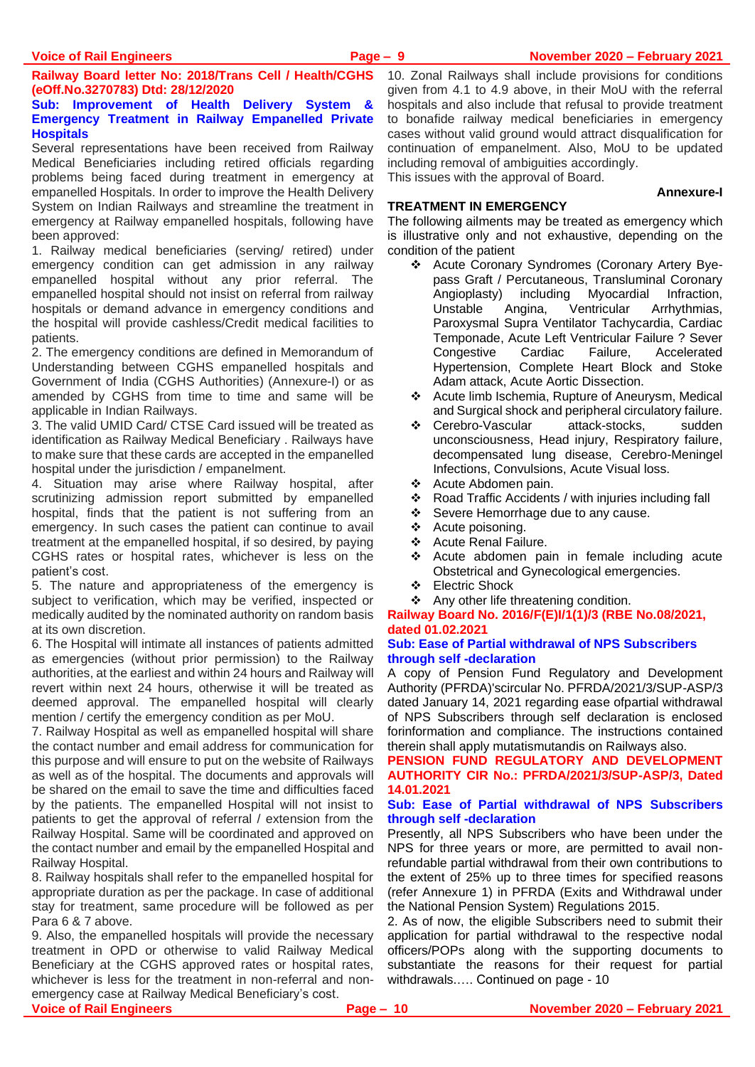**Railway Board letter No: 2018/Trans Cell / Health/CGHS (eOff.No.3270783) Dtd: 28/12/2020**

**Sub: Improvement of Health Delivery System & Emergency Treatment in Railway Empanelled Private Hospitals**

Several representations have been received from Railway Medical Beneficiaries including retired officials regarding problems being faced during treatment in emergency at empanelled Hospitals. In order to improve the Health Delivery System on Indian Railways and streamline the treatment in emergency at Railway empanelled hospitals, following have been approved:

1. Railway medical beneficiaries (serving/ retired) under emergency condition can get admission in any railway empanelled hospital without any prior referral. The empanelled hospital should not insist on referral from railway hospitals or demand advance in emergency conditions and the hospital will provide cashless/Credit medical facilities to patients.

2. The emergency conditions are defined in Memorandum of Understanding between CGHS empanelled hospitals and Government of India (CGHS Authorities) (Annexure-I) or as amended by CGHS from time to time and same will be applicable in Indian Railways.

3. The valid UMID Card/ CTSE Card issued will be treated as identification as Railway Medical Beneficiary . Railways have to make sure that these cards are accepted in the empanelled hospital under the jurisdiction / empanelment.

4. Situation may arise where Railway hospital, after scrutinizing admission report submitted by empanelled hospital, finds that the patient is not suffering from an emergency. In such cases the patient can continue to avail treatment at the empanelled hospital, if so desired, by paying CGHS rates or hospital rates, whichever is less on the patient's cost.

5. The nature and appropriateness of the emergency is subject to verification, which may be verified, inspected or medically audited by the nominated authority on random basis at its own discretion.

6. The Hospital will intimate all instances of patients admitted as emergencies (without prior permission) to the Railway authorities, at the earliest and within 24 hours and Railway will revert within next 24 hours, otherwise it will be treated as deemed approval. The empanelled hospital will clearly mention / certify the emergency condition as per MoU.

7. Railway Hospital as well as empanelled hospital will share the contact number and email address for communication for this purpose and will ensure to put on the website of Railways as well as of the hospital. The documents and approvals will be shared on the email to save the time and difficulties faced by the patients. The empanelled Hospital will not insist to patients to get the approval of referral / extension from the Railway Hospital. Same will be coordinated and approved on the contact number and email by the empanelled Hospital and Railway Hospital.

8. Railway hospitals shall refer to the empanelled hospital for appropriate duration as per the package. In case of additional stay for treatment, same procedure will be followed as per Para 6 & 7 above.

9. Also, the empanelled hospitals will provide the necessary treatment in OPD or otherwise to valid Railway Medical Beneficiary at the CGHS approved rates or hospital rates, whichever is less for the treatment in non-referral and non-emergency case at Railway Medical Beneficiary's cost.

10. Zonal Railways shall include provisions for conditions given from 4.1 to 4.9 above, in their MoU with the referral hospitals and also include that refusal to provide treatment to bonafide railway medical beneficiaries in emergency cases without valid ground would attract disqualification for continuation of empanelment. Also, MoU to be updated including removal of ambiguities accordingly.

This issues with the approval of Board.

**Annexure-I**

**TREATMENT IN EMERGENCY**

The following ailments may be treated as emergency which is illustrative only and not exhaustive, depending on the condition of the patient

- Acute Coronary Syndromes (Coronary Artery Bye-pass Graft / Percutaneous, Transluminal Coronary Angioplasty) including Myocardial Infraction, Unstable Angina, Ventricular Arrhythmias, Paroxysmal Supra Ventilator Tachycardia, Cardiac Temponade, Acute Left Ventricular Failure ? Sever Congestive Cardiac Failure, Accelerated Hypertension, Complete Heart Block and Stoke Adam attack, Acute Aortic Dissection.
- Acute limb Ischemia, Rupture of Aneurysm, Medical and Surgical shock and peripheral circulatory failure.
- Cerebro-Vascular attack-stocks, sudden unconsciousness, Head injury, Respiratory failure, decompensated lung disease, Cerebro-Meningel Infections, Convulsions, Acute Visual loss.
- Acute Abdomen pain.
- Road Traffic Accidents / with injuries including fall
- Severe Hemorrhage due to any cause.
- Acute poisoning.
- Acute Renal Failure.
- Acute abdomen pain in female including acute Obstetrical and Gynecological emergencies.
- Electric Shock
- Any other life threatening condition.

**Railway Board No. 2016/F(E)I/1(1)/3 (RBE No.08/2021, dated 01.02.2021**

**Sub: Ease of Partial withdrawal of NPS Subscribers through self -declaration**

A copy of Pension Fund Regulatory and Development Authority (PFRDA)'scircular No. PFRDA/2021/3/SUP-ASP/3 dated January 14, 2021 regarding ease ofpartial withdrawal of NPS Subscribers through self declaration is enclosed forinformation and compliance. The instructions contained therein shall apply mutatismutandis on Railways also.

**PENSION FUND REGULATORY AND DEVELOPMENT AUTHORITY CIR No.: PFRDA/2021/3/SUP-ASP/3, Dated 14.01.2021**

**Sub: Ease of Partial withdrawal of NPS Subscribers through self -declaration**

Presently, all NPS Subscribers who have been under the NPS for three years or more, are permitted to avail non-refundable partial withdrawal from their own contributions to the extent of 25% up to three times for specified reasons (refer Annexure 1) in PFRDA (Exits and Withdrawal under the National Pension System) Regulations 2015.

2. As of now, the eligible Subscribers need to submit their application for partial withdrawal to the respective nodal officers/POPs along with the supporting documents to substantiate the reasons for their request for partial withdrawals.…. Continued on page - 10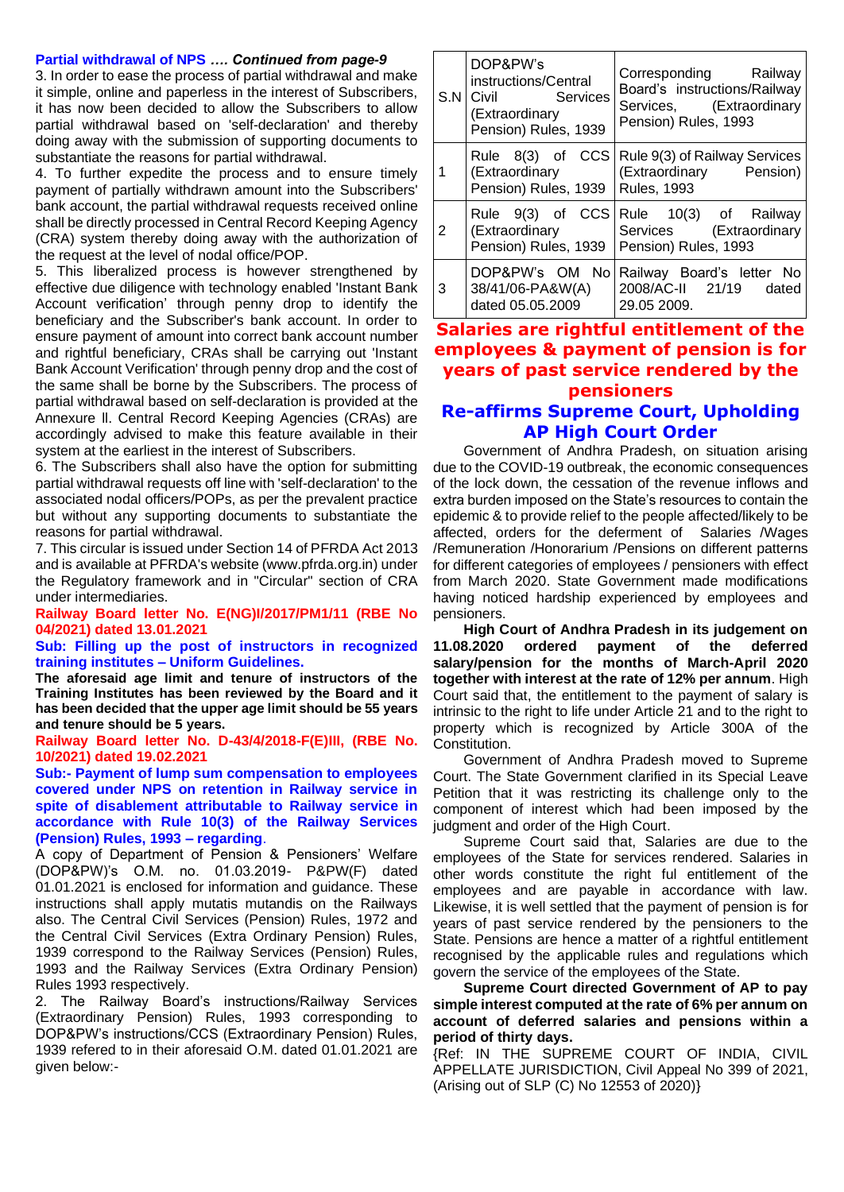**Partial withdrawal of NPS …. *Continued from page-9***

3. In order to ease the process of partial withdrawal and make it simple, online and paperless in the interest of Subscribers, it has now been decided to allow the Subscribers to allow partial withdrawal based on 'self-declaration' and thereby doing away with the submission of supporting documents to substantiate the reasons for partial withdrawal.

4. To further expedite the process and to ensure timely payment of partially withdrawn amount into the Subscribers' bank account, the partial withdrawal requests received online shall be directly processed in Central Record Keeping Agency (CRA) system thereby doing away with the authorization of the request at the level of nodal office/POP.

5. This liberalized process is however strengthened by effective due diligence with technology enabled 'Instant Bank Account verification' through penny drop to identify the beneficiary and the Subscriber's bank account. In order to ensure payment of amount into correct bank account number and rightful beneficiary, CRAs shall be carrying out 'Instant Bank Account Verification' through penny drop and the cost of the same shall be borne by the Subscribers. The process of partial withdrawal based on self-declaration is provided at the Annexure ll. Central Record Keeping Agencies (CRAs) are accordingly advised to make this feature available in their system at the earliest in the interest of Subscribers.

6. The Subscribers shall also have the option for submitting partial withdrawal requests off line with 'self-declaration' to the associated nodal officers/POPs, as per the prevalent practice but without any supporting documents to substantiate the reasons for partial withdrawal.

7. This circular is issued under Section 14 of PFRDA Act 2013 and is available at PFRDA's website (www.pfrda.org.in) under the Regulatory framework and in "Circular" section of CRA under intermediaries.

**Railway Board letter No. E(NG)I/2017/PM1/11 (RBE No 04/2021) dated 13.01.2021**

**Sub: Filling up the post of instructors in recognized training institutes – Uniform Guidelines.**

**The aforesaid age limit and tenure of instructors of the Training Institutes has been reviewed by the Board and it has been decided that the upper age limit should be 55 years and tenure should be 5 years.**

**Railway Board letter No. D-43/4/2018-F(E)III, (RBE No. 10/2021) dated 19.02.2021**

**Sub:- Payment of lump sum compensation to employees covered under NPS on retention in Railway service in spite of disablement attributable to Railway service in accordance with Rule 10(3) of the Railway Services (Pension) Rules, 1993 – regarding**.

A copy of Department of Pension & Pensioners' Welfare (DOP&PW)'s O.M. no. 01.03.2019- P&PW(F) dated 01.01.2021 is enclosed for information and guidance. These instructions shall apply mutatis mutandis on the Railways also. The Central Civil Services (Pension) Rules, 1972 and the Central Civil Services (Extra Ordinary Pension) Rules, 1939 correspond to the Railway Services (Pension) Rules, 1993 and the Railway Services (Extra Ordinary Pension) Rules 1993 respectively.

2. The Railway Board's instructions/Railway Services (Extraordinary Pension) Rules, 1993 corresponding to DOP&PW's instructions/CCS (Extraordinary Pension) Rules, 1939 refered to in their aforesaid O.M. dated 01.01.2021 are given below:-

| S.N | DOP&PW's instructions/Central Civil Services (Extraordinary Pension) Rules, 1939 | Corresponding Railway Board's instructions/Railway Services, (Extraordinary Pension) Rules, 1993 |
|---|---|---|
| 1 | Rule 8(3) of CCS (Extraordinary Pension) Rules, 1939 | Rule 9(3) of Railway Services (Extraordinary Pension) Rules, 1993 |
| 2 | Rule 9(3) of CCS (Extraordinary Pension) Rules, 1939 | Rule 10(3) of Railway Services (Extraordinary Pension) Rules, 1993 |
| 3 | DOP&PW's OM No 38/41/06-PA&W(A) dated 05.05.2009 | Railway Board's letter No 2008/AC-II 21/19 dated 29.05 2009. |

## Salaries are rightful entitlement of the employees & payment of pension is for years of past service rendered by the pensioners

## Re-affirms Supreme Court, Upholding AP High Court Order

Government of Andhra Pradesh, on situation arising due to the COVID-19 outbreak, the economic consequences of the lock down, the cessation of the revenue inflows and extra burden imposed on the State's resources to contain the epidemic & to provide relief to the people affected/likely to be affected, orders for the deferment of Salaries /Wages /Remuneration /Honorarium /Pensions on different patterns for different categories of employees / pensioners with effect from March 2020. State Government made modifications having noticed hardship experienced by employees and pensioners.

**High Court of Andhra Pradesh in its judgement on 11.08.2020 ordered payment of the deferred salary/pension for the months of March-April 2020 together with interest at the rate of 12% per annum**. High Court said that, the entitlement to the payment of salary is intrinsic to the right to life under Article 21 and to the right to property which is recognized by Article 300A of the Constitution.

Government of Andhra Pradesh moved to Supreme Court. The State Government clarified in its Special Leave Petition that it was restricting its challenge only to the component of interest which had been imposed by the judgment and order of the High Court.

Supreme Court said that, Salaries are due to the employees of the State for services rendered. Salaries in other words constitute the right ful entitlement of the employees and are payable in accordance with law. Likewise, it is well settled that the payment of pension is for years of past service rendered by the pensioners to the State. Pensions are hence a matter of a rightful entitlement recognised by the applicable rules and regulations which govern the service of the employees of the State.

**Supreme Court directed Government of AP to pay simple interest computed at the rate of 6% per annum on account of deferred salaries and pensions within a period of thirty days.**

{Ref: IN THE SUPREME COURT OF INDIA, CIVIL APPELLATE JURISDICTION, Civil Appeal No 399 of 2021, (Arising out of SLP (C) No 12553 of 2020)}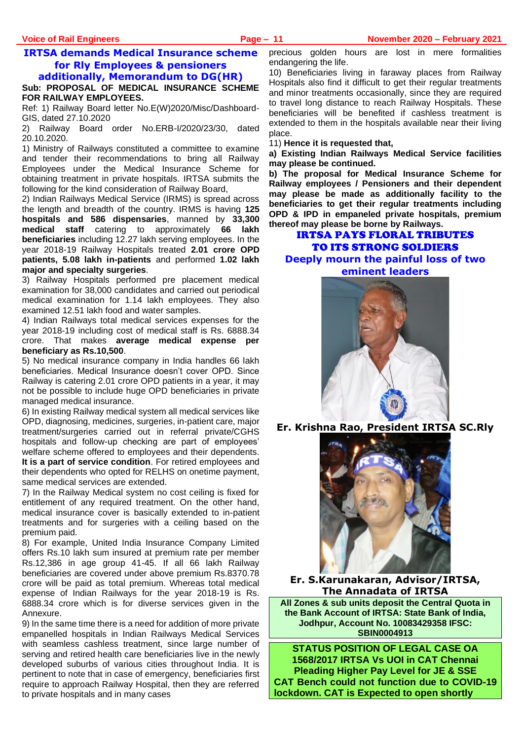## IRTSA demands Medical Insurance scheme for Rly Employees & pensioners additionally, Memorandum to DG(HR)

**Sub: PROPOSAL OF MEDICAL INSURANCE SCHEME FOR RAILWAY EMPLOYEES.**

Ref: 1) Railway Board letter No.E(W)2020/Misc/Dashboard-GIS, dated 27.10.2020

2) Railway Board order No.ERB-I/2020/23/30, dated 20.10.2020.

1) Ministry of Railways constituted a committee to examine and tender their recommendations to bring all Railway Employees under the Medical Insurance Scheme for obtaining treatment in private hospitals. IRTSA submits the following for the kind consideration of Railway Board,

2) Indian Railways Medical Service (IRMS) is spread across the length and breadth of the country. IRMS is having **125 hospitals and 586 dispensaries**, manned by **33,300 medical staff** catering to approximately **66 lakh beneficiaries** including 12.27 lakh serving employees. In the year 2018-19 Railway Hospitals treated **2.01 crore OPD patients, 5.08 lakh in-patients** and performed **1.02 lakh major and specialty surgeries**.

3) Railway Hospitals performed pre placement medical examination for 38,000 candidates and carried out periodical medical examination for 1.14 lakh employees. They also examined 12.51 lakh food and water samples.

4) Indian Railways total medical services expenses for the year 2018-19 including cost of medical staff is Rs. 6888.34 crore. That makes **average medical expense per beneficiary as Rs.10,500**.

5) No medical insurance company in India handles 66 lakh beneficiaries. Medical Insurance doesn't cover OPD. Since Railway is catering 2.01 crore OPD patients in a year, it may not be possible to include huge OPD beneficiaries in private managed medical insurance.

6) In existing Railway medical system all medical services like OPD, diagnosing, medicines, surgeries, in-patient care, major treatment/surgeries carried out in referral private/CGHS hospitals and follow-up checking are part of employees' welfare scheme offered to employees and their dependents. **It is a part of service condition**. For retired employees and their dependents who opted for RELHS on onetime payment, same medical services are extended.

7) In the Railway Medical system no cost ceiling is fixed for entitlement of any required treatment. On the other hand, medical insurance cover is basically extended to in-patient treatments and for surgeries with a ceiling based on the premium paid.

8) For example, United India Insurance Company Limited offers Rs.10 lakh sum insured at premium rate per member Rs.12,386 in age group 41-45. If all 66 lakh Railway beneficiaries are covered under above premium Rs.8370.78 crore will be paid as total premium. Whereas total medical expense of Indian Railways for the year 2018-19 is Rs. 6888.34 crore which is for diverse services given in the Annexure.

9) In the same time there is a need for addition of more private empanelled hospitals in Indian Railways Medical Services with seamless cashless treatment, since large number of serving and retired health care beneficiaries live in the newly developed suburbs of various cities throughout India. It is pertinent to note that in case of emergency, beneficiaries first require to approach Railway Hospital, then they are referred to private hospitals and in many cases precious golden hours are lost in mere formalities endangering the life.

10) Beneficiaries living in faraway places from Railway Hospitals also find it difficult to get their regular treatments and minor treatments occasionally, since they are required to travel long distance to reach Railway Hospitals. These beneficiaries will be benefited if cashless treatment is extended to them in the hospitals available near their living place.

11) **Hence it is requested that,**

**a) Existing Indian Railways Medical Service facilities may please be continued.**

**b) The proposal for Medical Insurance Scheme for Railway employees / Pensioners and their dependent may please be made as additionally facility to the beneficiaries to get their regular treatments including OPD & IPD in empaneled private hospitals, premium thereof may please be borne by Railways.**

## IRTSA PAYS FLORAL TRIBUTES TO ITS STRONG SOLDIERS

### Deeply mourn the painful loss of two eminent leaders

**Er. Krishna Rao, President IRTSA SC.Rly**

**Er. S.Karunakaran, Advisor/IRTSA, The Annadata of IRTSA**

**All Zones & sub units deposit the Central Quota in the Bank Account of IRTSA: State Bank of India, Jodhpur, Account No. 10083429358 IFSC: SBIN0004913**

**STATUS POSITION OF LEGAL CASE OA 1568/2017 IRTSA Vs UOI in CAT Chennai Pleading Higher Pay Level for JE & SSE CAT Bench could not function due to COVID-19 lockdown. CAT is Expected to open shortly**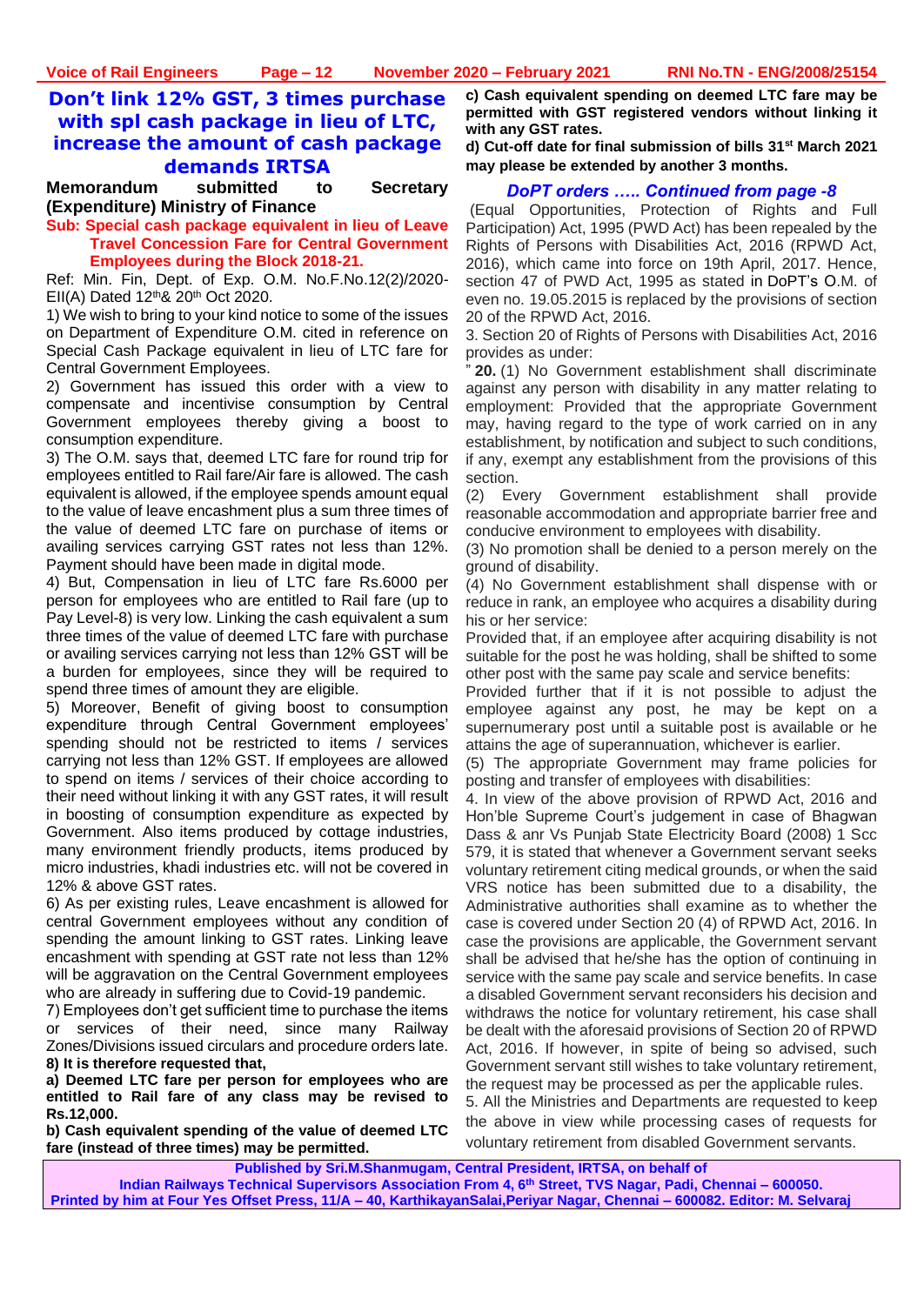## Don't link 12% GST, 3 times purchase with spl cash package in lieu of LTC, increase the amount of cash package demands IRTSA

**Memorandum submitted to Secretary (Expenditure) Ministry of Finance**

**Sub: Special cash package equivalent in lieu of Leave Travel Concession Fare for Central Government Employees during the Block 2018-21.**

Ref: Min. Fin, Dept. of Exp. O.M. No.F.No.12(2)/2020-EII(A) Dated 12th& 20th Oct 2020.

1) We wish to bring to your kind notice to some of the issues on Department of Expenditure O.M. cited in reference on Special Cash Package equivalent in lieu of LTC fare for Central Government Employees.

2) Government has issued this order with a view to compensate and incentivise consumption by Central Government employees thereby giving a boost to consumption expenditure.

3) The O.M. says that, deemed LTC fare for round trip for employees entitled to Rail fare/Air fare is allowed. The cash equivalent is allowed, if the employee spends amount equal to the value of leave encashment plus a sum three times of the value of deemed LTC fare on purchase of items or availing services carrying GST rates not less than 12%. Payment should have been made in digital mode.

4) But, Compensation in lieu of LTC fare Rs.6000 per person for employees who are entitled to Rail fare (up to Pay Level-8) is very low. Linking the cash equivalent a sum three times of the value of deemed LTC fare with purchase or availing services carrying not less than 12% GST will be a burden for employees, since they will be required to spend three times of amount they are eligible.

5) Moreover, Benefit of giving boost to consumption expenditure through Central Government employees' spending should not be restricted to items / services carrying not less than 12% GST. If employees are allowed to spend on items / services of their choice according to their need without linking it with any GST rates, it will result in boosting of consumption expenditure as expected by Government. Also items produced by cottage industries, many environment friendly products, items produced by micro industries, khadi industries etc. will not be covered in 12% & above GST rates.

6) As per existing rules, Leave encashment is allowed for central Government employees without any condition of spending the amount linking to GST rates. Linking leave encashment with spending at GST rate not less than 12% will be aggravation on the Central Government employees who are already in suffering due to Covid-19 pandemic.

7) Employees don't get sufficient time to purchase the items or services of their need, since many Railway Zones/Divisions issued circulars and procedure orders late.

**8) It is therefore requested that,**

**a) Deemed LTC fare per person for employees who are entitled to Rail fare of any class may be revised to Rs.12,000.**

**b) Cash equivalent spending of the value of deemed LTC fare (instead of three times) may be permitted.**

**c) Cash equivalent spending on deemed LTC fare may be permitted with GST registered vendors without linking it with any GST rates.**

**d) Cut-off date for final submission of bills 31st March 2021 may please be extended by another 3 months.**

### *DoPT orders ….. Continued from page -8*

(Equal Opportunities, Protection of Rights and Full Participation) Act, 1995 (PWD Act) has been repealed by the Rights of Persons with Disabilities Act, 2016 (RPWD Act, 2016), which came into force on 19th April, 2017. Hence, section 47 of PWD Act, 1995 as stated in DoPT's O.M. of even no. 19.05.2015 is replaced by the provisions of section 20 of the RPWD Act, 2016.

3. Section 20 of Rights of Persons with Disabilities Act, 2016 provides as under:

" **20.** (1) No Government establishment shall discriminate against any person with disability in any matter relating to employment: Provided that the appropriate Government may, having regard to the type of work carried on in any establishment, by notification and subject to such conditions, if any, exempt any establishment from the provisions of this section.

(2) Every Government establishment shall provide reasonable accommodation and appropriate barrier free and conducive environment to employees with disability.

(3) No promotion shall be denied to a person merely on the ground of disability.

(4) No Government establishment shall dispense with or reduce in rank, an employee who acquires a disability during his or her service:

Provided that, if an employee after acquiring disability is not suitable for the post he was holding, shall be shifted to some other post with the same pay scale and service benefits:

Provided further that if it is not possible to adjust the employee against any post, he may be kept on a supernumerary post until a suitable post is available or he attains the age of superannuation, whichever is earlier.

(5) The appropriate Government may frame policies for posting and transfer of employees with disabilities:

4. In view of the above provision of RPWD Act, 2016 and Hon'ble Supreme Court's judgement in case of Bhagwan Dass & anr Vs Punjab State Electricity Board (2008) 1 Scc 579, it is stated that whenever a Government servant seeks voluntary retirement citing medical grounds, or when the said VRS notice has been submitted due to a disability, the Administrative authorities shall examine as to whether the case is covered under Section 20 (4) of RPWD Act, 2016. In case the provisions are applicable, the Government servant shall be advised that he/she has the option of continuing in service with the same pay scale and service benefits. In case a disabled Government servant reconsiders his decision and withdraws the notice for voluntary retirement, his case shall be dealt with the aforesaid provisions of Section 20 of RPWD Act, 2016. If however, in spite of being so advised, such Government servant still wishes to take voluntary retirement, the request may be processed as per the applicable rules.

5. All the Ministries and Departments are requested to keep the above in view while processing cases of requests for voluntary retirement from disabled Government servants.

**Published by Sri.M.Shanmugam, Central President, IRTSA, on behalf of Indian Railways Technical Supervisors Association From 4, 6th Street, TVS Nagar, Padi, Chennai – 600050. Printed by him at Four Yes Offset Press, 11/A – 40, KarthikayanSalai,Periyar Nagar, Chennai – 600082. Editor: M. Selvaraj**